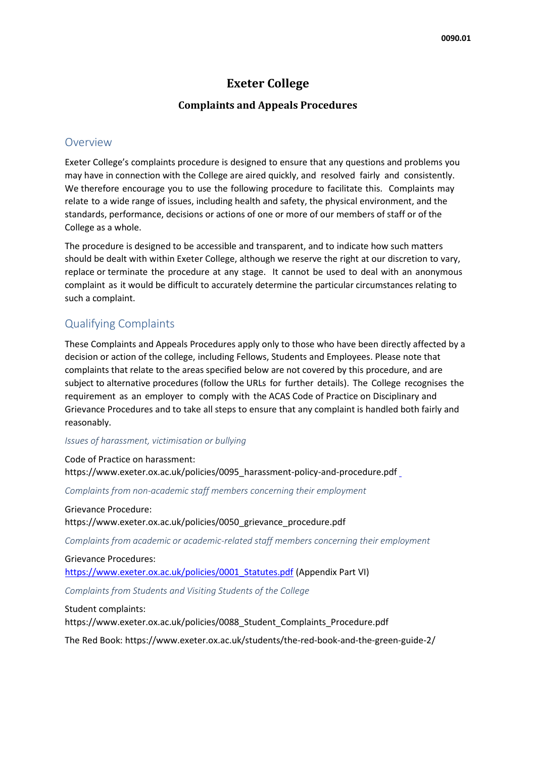0090.01

# Exeter College

## Complaints and Appeals Procedures

## Overview

Exeter College's complaints procedure is designed to ensure that any questions and problems you may have in connection with the College are aired quickly, and resolved fairly and consistently. We therefore encourage you to use the following procedure to facilitate this. Complaints may relate to a wide range of issues, including health and safety, the physical environment, and the standards, performance, decisions or actions of one or more of our members of staff or of the College as a whole.

The procedure is designed to be accessible and transparent, and to indicate how such matters should be dealt with within Exeter College, although we reserve the right at our discretion to vary, replace or terminate the procedure at any stage. It cannot be used to deal with an anonymous complaint as it would be difficult to accurately determine the particular circumstances relating to such a complaint.

## Qualifying Complaints

These Complaints and Appeals Procedures apply only to those who have been directly affected by a decision or action of the college, including Fellows, Students and Employees. Please note that complaints that relate to the areas specified below are not covered by this procedure, and are subject to alternative procedures (follow the URLs for further details). The College recognises the requirement as an employer to comply with the ACAS Code of Practice on Disciplinary and Grievance Procedures and to take all steps to ensure that any complaint is handled both fairly and reasonably.

*Issues of harassment, victimisation or bullying*

Code of Practice on harassment:
https://www.exeter.ox.ac.uk/policies/0095_harassment-policy-and-procedure.pdf

*Complaints from non-academic staff members concerning their employment*

Grievance Procedure:
https://www.exeter.ox.ac.uk/policies/0050_grievance_procedure.pdf

*Complaints from academic or academic-related staff members concerning their employment*

Grievance Procedures:
https://www.exeter.ox.ac.uk/policies/0001_Statutes.pdf (Appendix Part VI)

*Complaints from Students and Visiting Students of the College*

Student complaints:
https://www.exeter.ox.ac.uk/policies/0088_Student_Complaints_Procedure.pdf

The Red Book: https://www.exeter.ox.ac.uk/students/the-red-book-and-the-green-guide-2/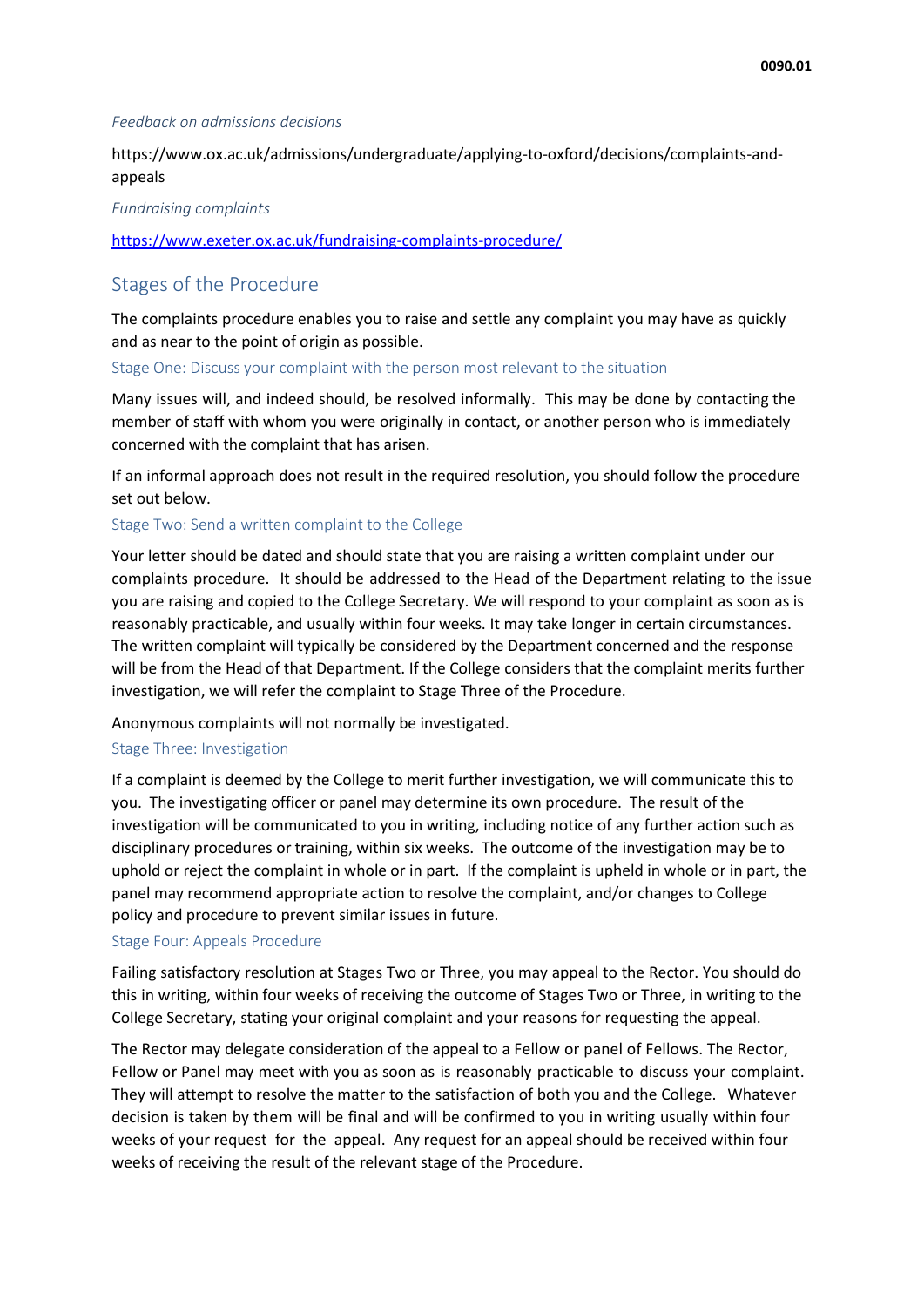*Feedback on admissions decisions*

https://www.ox.ac.uk/admissions/undergraduate/applying-to-oxford/decisions/complaints-and-appeals

*Fundraising complaints*

https://www.exeter.ox.ac.uk/fundraising-complaints-procedure/

## Stages of the Procedure

The complaints procedure enables you to raise and settle any complaint you may have as quickly and as near to the point of origin as possible.

### Stage One: Discuss your complaint with the person most relevant to the situation

Many issues will, and indeed should, be resolved informally. This may be done by contacting the member of staff with whom you were originally in contact, or another person who is immediately concerned with the complaint that has arisen.

If an informal approach does not result in the required resolution, you should follow the procedure set out below.

### Stage Two: Send a written complaint to the College

Your letter should be dated and should state that you are raising a written complaint under our complaints procedure. It should be addressed to the Head of the Department relating to the issue you are raising and copied to the College Secretary. We will respond to your complaint as soon as is reasonably practicable, and usually within four weeks. It may take longer in certain circumstances. The written complaint will typically be considered by the Department concerned and the response will be from the Head of that Department. If the College considers that the complaint merits further investigation, we will refer the complaint to Stage Three of the Procedure.

Anonymous complaints will not normally be investigated.

### Stage Three: Investigation

If a complaint is deemed by the College to merit further investigation, we will communicate this to you. The investigating officer or panel may determine its own procedure. The result of the investigation will be communicated to you in writing, including notice of any further action such as disciplinary procedures or training, within six weeks. The outcome of the investigation may be to uphold or reject the complaint in whole or in part. If the complaint is upheld in whole or in part, the panel may recommend appropriate action to resolve the complaint, and/or changes to College policy and procedure to prevent similar issues in future.

### Stage Four: Appeals Procedure

Failing satisfactory resolution at Stages Two or Three, you may appeal to the Rector. You should do this in writing, within four weeks of receiving the outcome of Stages Two or Three, in writing to the College Secretary, stating your original complaint and your reasons for requesting the appeal.

The Rector may delegate consideration of the appeal to a Fellow or panel of Fellows. The Rector, Fellow or Panel may meet with you as soon as is reasonably practicable to discuss your complaint. They will attempt to resolve the matter to the satisfaction of both you and the College. Whatever decision is taken by them will be final and will be confirmed to you in writing usually within four weeks of your request for the appeal. Any request for an appeal should be received within four weeks of receiving the result of the relevant stage of the Procedure.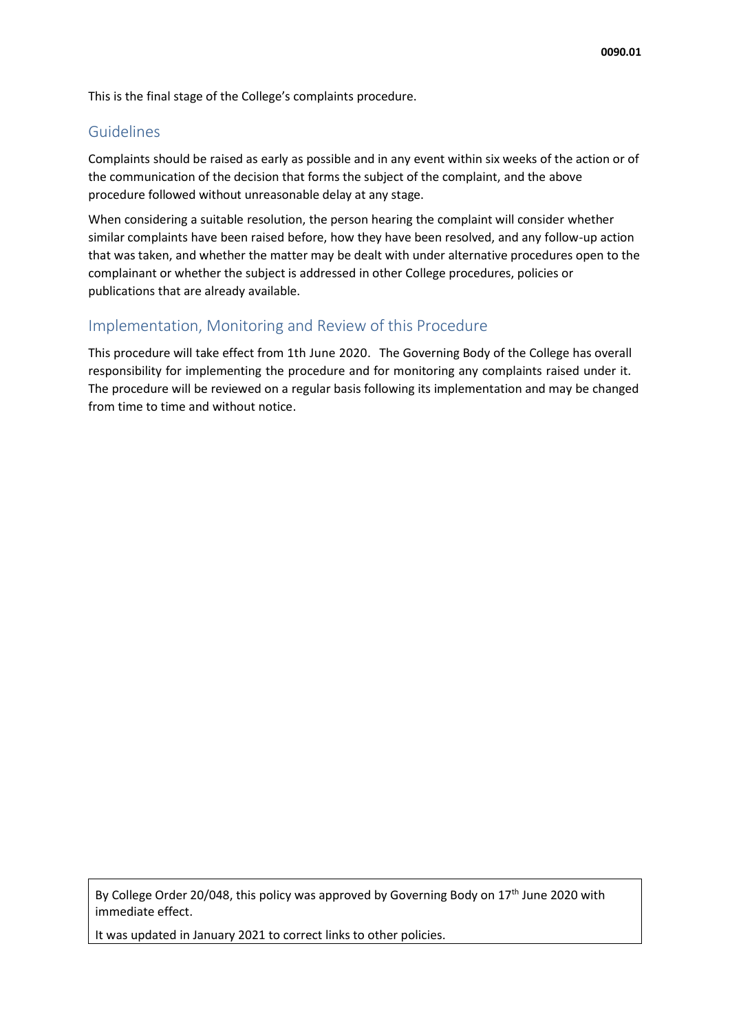This is the final stage of the College's complaints procedure.

## Guidelines

Complaints should be raised as early as possible and in any event within six weeks of the action or of the communication of the decision that forms the subject of the complaint, and the above procedure followed without unreasonable delay at any stage.

When considering a suitable resolution, the person hearing the complaint will consider whether similar complaints have been raised before, how they have been resolved, and any follow-up action that was taken, and whether the matter may be dealt with under alternative procedures open to the complainant or whether the subject is addressed in other College procedures, policies or publications that are already available.

## Implementation, Monitoring and Review of this Procedure

This procedure will take effect from 1th June 2020. The Governing Body of the College has overall responsibility for implementing the procedure and for monitoring any complaints raised under it. The procedure will be reviewed on a regular basis following its implementation and may be changed from time to time and without notice.

By College Order 20/048, this policy was approved by Governing Body on 17th June 2020 with immediate effect.

It was updated in January 2021 to correct links to other policies.